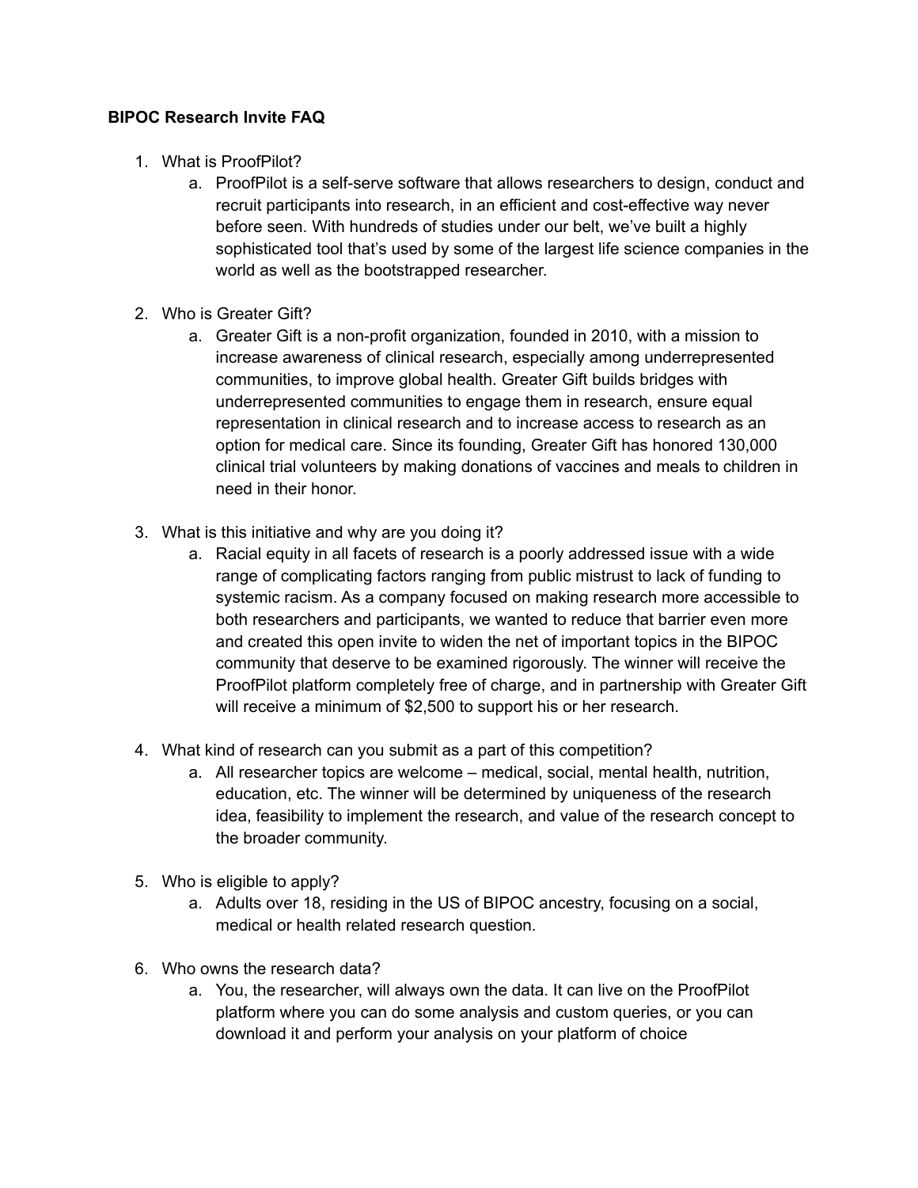**BIPOC Research Invite FAQ**

1. What is ProofPilot?
    a. ProofPilot is a self-serve software that allows researchers to design, conduct and recruit participants into research, in an efficient and cost-effective way never before seen. With hundreds of studies under our belt, we've built a highly sophisticated tool that's used by some of the largest life science companies in the world as well as the bootstrapped researcher.

2. Who is Greater Gift?
    a. Greater Gift is a non-profit organization, founded in 2010, with a mission to increase awareness of clinical research, especially among underrepresented communities, to improve global health. Greater Gift builds bridges with underrepresented communities to engage them in research, ensure equal representation in clinical research and to increase access to research as an option for medical care. Since its founding, Greater Gift has honored 130,000 clinical trial volunteers by making donations of vaccines and meals to children in need in their honor.

3. What is this initiative and why are you doing it?
    a. Racial equity in all facets of research is a poorly addressed issue with a wide range of complicating factors ranging from public mistrust to lack of funding to systemic racism. As a company focused on making research more accessible to both researchers and participants, we wanted to reduce that barrier even more and created this open invite to widen the net of important topics in the BIPOC community that deserve to be examined rigorously. The winner will receive the ProofPilot platform completely free of charge, and in partnership with Greater Gift will receive a minimum of $2,500 to support his or her research.

4. What kind of research can you submit as a part of this competition?
    a. All researcher topics are welcome – medical, social, mental health, nutrition, education, etc. The winner will be determined by uniqueness of the research idea, feasibility to implement the research, and value of the research concept to the broader community.

5. Who is eligible to apply?
    a. Adults over 18, residing in the US of BIPOC ancestry, focusing on a social, medical or health related research question.

6. Who owns the research data?
    a. You, the researcher, will always own the data. It can live on the ProofPilot platform where you can do some analysis and custom queries, or you can download it and perform your analysis on your platform of choice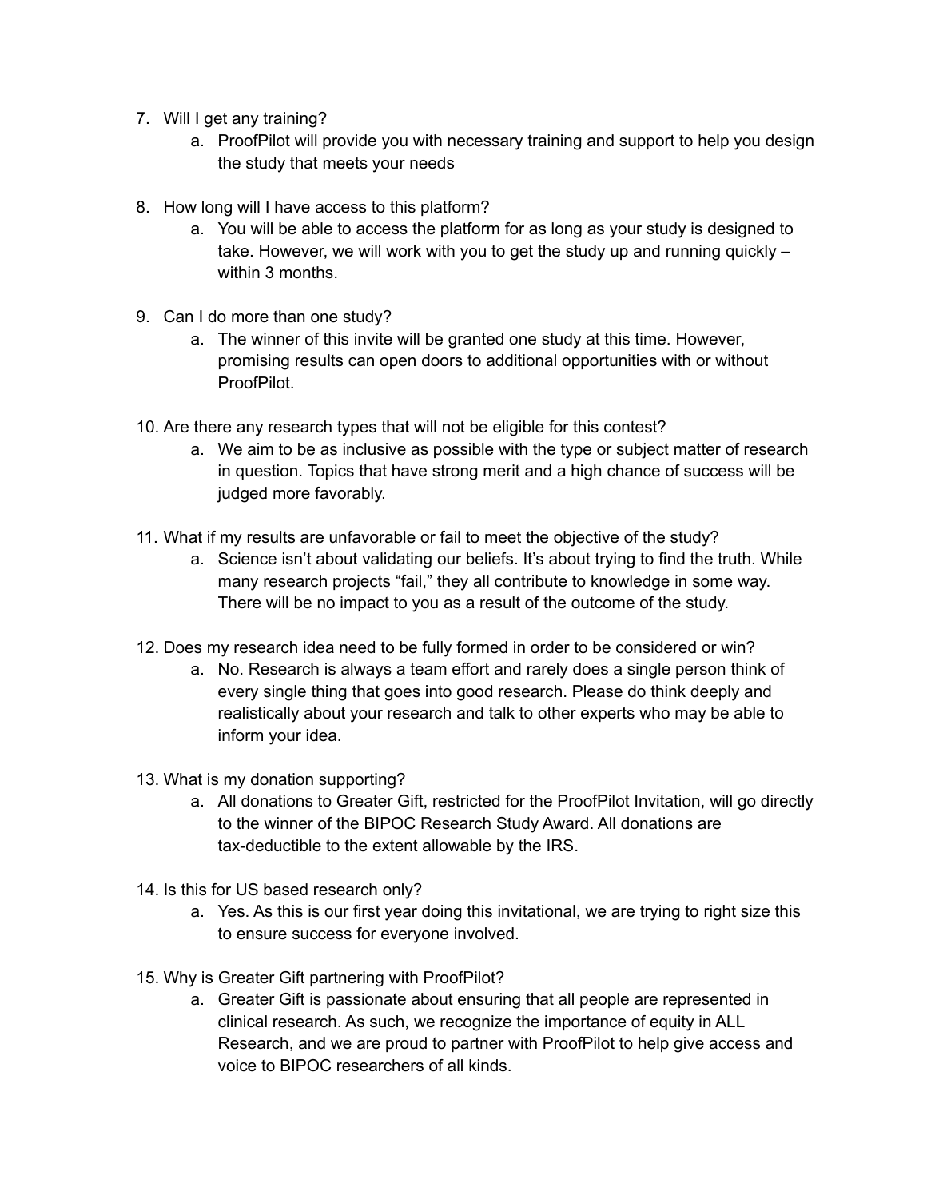7. Will I get any training?
    a. ProofPilot will provide you with necessary training and support to help you design the study that meets your needs

8. How long will I have access to this platform?
    a. You will be able to access the platform for as long as your study is designed to take. However, we will work with you to get the study up and running quickly – within 3 months.

9. Can I do more than one study?
    a. The winner of this invite will be granted one study at this time. However, promising results can open doors to additional opportunities with or without ProofPilot.

10. Are there any research types that will not be eligible for this contest?
    a. We aim to be as inclusive as possible with the type or subject matter of research in question. Topics that have strong merit and a high chance of success will be judged more favorably.

11. What if my results are unfavorable or fail to meet the objective of the study?
    a. Science isn't about validating our beliefs. It's about trying to find the truth. While many research projects "fail," they all contribute to knowledge in some way. There will be no impact to you as a result of the outcome of the study.

12. Does my research idea need to be fully formed in order to be considered or win?
    a. No. Research is always a team effort and rarely does a single person think of every single thing that goes into good research. Please do think deeply and realistically about your research and talk to other experts who may be able to inform your idea.

13. What is my donation supporting?
    a. All donations to Greater Gift, restricted for the ProofPilot Invitation, will go directly to the winner of the BIPOC Research Study Award. All donations are tax-deductible to the extent allowable by the IRS.

14. Is this for US based research only?
    a. Yes. As this is our first year doing this invitational, we are trying to right size this to ensure success for everyone involved.

15. Why is Greater Gift partnering with ProofPilot?
    a. Greater Gift is passionate about ensuring that all people are represented in clinical research. As such, we recognize the importance of equity in ALL Research, and we are proud to partner with ProofPilot to help give access and voice to BIPOC researchers of all kinds.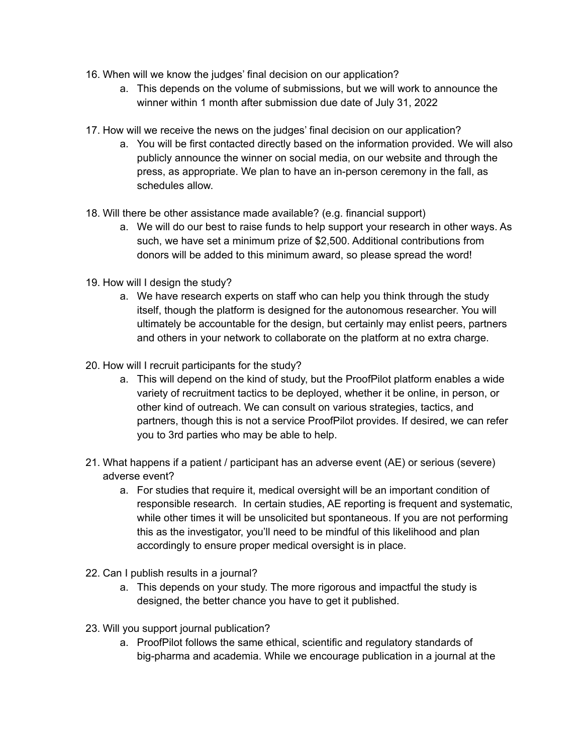16. When will we know the judges' final decision on our application?
    a. This depends on the volume of submissions, but we will work to announce the winner within 1 month after submission due date of July 31, 2022

17. How will we receive the news on the judges' final decision on our application?
    a. You will be first contacted directly based on the information provided. We will also publicly announce the winner on social media, on our website and through the press, as appropriate. We plan to have an in-person ceremony in the fall, as schedules allow.

18. Will there be other assistance made available? (e.g. financial support)
    a. We will do our best to raise funds to help support your research in other ways. As such, we have set a minimum prize of $2,500. Additional contributions from donors will be added to this minimum award, so please spread the word!

19. How will I design the study?
    a. We have research experts on staff who can help you think through the study itself, though the platform is designed for the autonomous researcher. You will ultimately be accountable for the design, but certainly may enlist peers, partners and others in your network to collaborate on the platform at no extra charge.

20. How will I recruit participants for the study?
    a. This will depend on the kind of study, but the ProofPilot platform enables a wide variety of recruitment tactics to be deployed, whether it be online, in person, or other kind of outreach. We can consult on various strategies, tactics, and partners, though this is not a service ProofPilot provides. If desired, we can refer you to 3rd parties who may be able to help.

21. What happens if a patient / participant has an adverse event (AE) or serious (severe) adverse event?
    a. For studies that require it, medical oversight will be an important condition of responsible research. In certain studies, AE reporting is frequent and systematic, while other times it will be unsolicited but spontaneous. If you are not performing this as the investigator, you'll need to be mindful of this likelihood and plan accordingly to ensure proper medical oversight is in place.

22. Can I publish results in a journal?
    a. This depends on your study. The more rigorous and impactful the study is designed, the better chance you have to get it published.

23. Will you support journal publication?
    a. ProofPilot follows the same ethical, scientific and regulatory standards of big-pharma and academia. While we encourage publication in a journal at the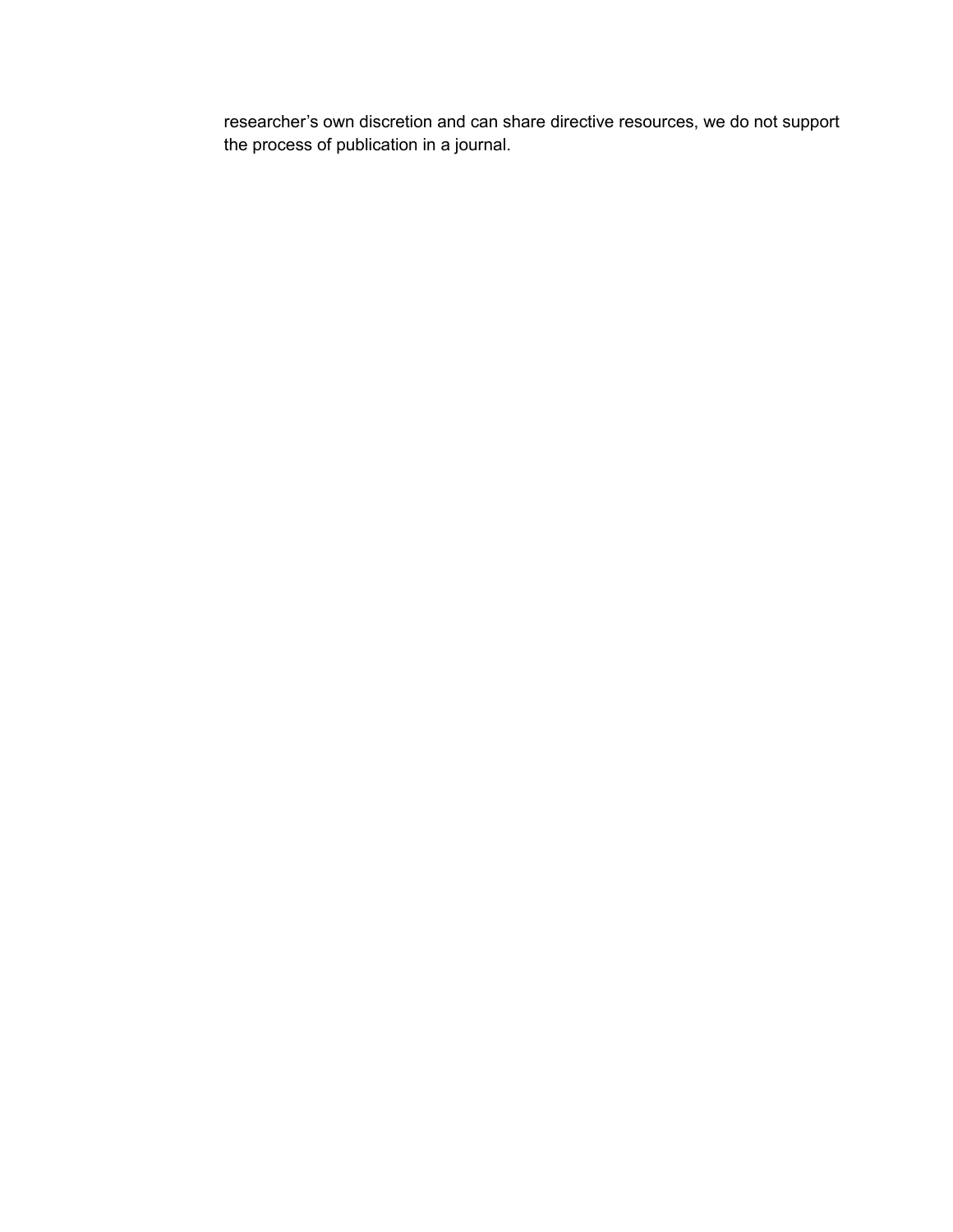researcher’s own discretion and can share directive resources, we do not support the process of publication in a journal.